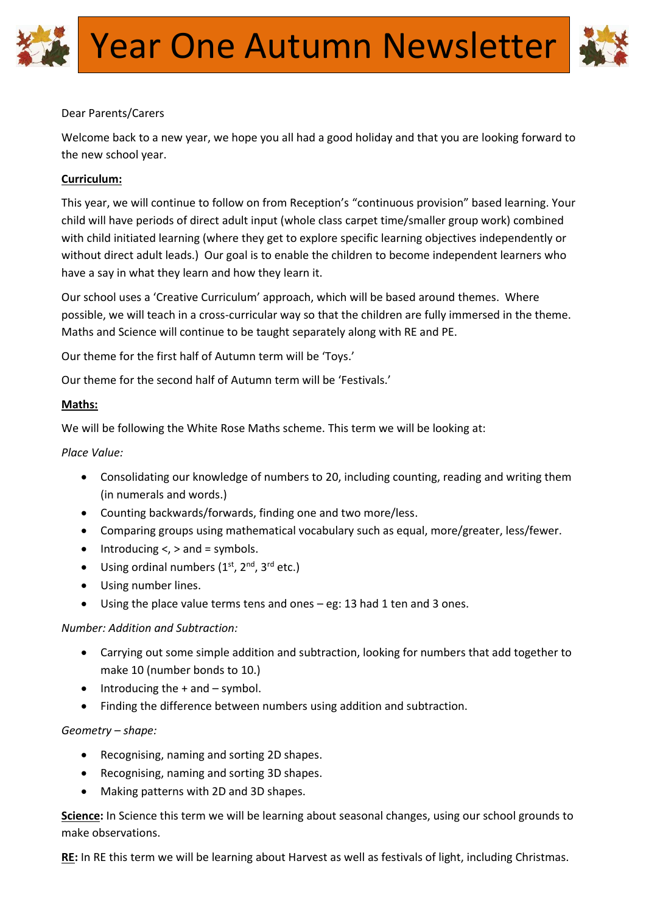# Year One Autumn Newsletter

Dear Parents/Carers

Welcome back to a new year, we hope you all had a good holiday and that you are looking forward to the new school year.

**Curriculum:**

This year, we will continue to follow on from Reception's "continuous provision" based learning. Your child will have periods of direct adult input (whole class carpet time/smaller group work) combined with child initiated learning (where they get to explore specific learning objectives independently or without direct adult leads.) Our goal is to enable the children to become independent learners who have a say in what they learn and how they learn it.

Our school uses a 'Creative Curriculum' approach, which will be based around themes. Where possible, we will teach in a cross-curricular way so that the children are fully immersed in the theme. Maths and Science will continue to be taught separately along with RE and PE.

Our theme for the first half of Autumn term will be 'Toys.'

Our theme for the second half of Autumn term will be 'Festivals.'

**Maths:**

We will be following the White Rose Maths scheme. This term we will be looking at:

*Place Value:*

- Consolidating our knowledge of numbers to 20, including counting, reading and writing them (in numerals and words.)
- Counting backwards/forwards, finding one and two more/less.
- Comparing groups using mathematical vocabulary such as equal, more/greater, less/fewer.
- Introducing <, > and = symbols.
- Using ordinal numbers (1st, 2nd, 3rd etc.)
- Using number lines.
- Using the place value terms tens and ones – eg: 13 had 1 ten and 3 ones.

*Number: Addition and Subtraction:*

- Carrying out some simple addition and subtraction, looking for numbers that add together to make 10 (number bonds to 10.)
- Introducing the + and – symbol.
- Finding the difference between numbers using addition and subtraction.

*Geometry – shape:*

- Recognising, naming and sorting 2D shapes.
- Recognising, naming and sorting 3D shapes.
- Making patterns with 2D and 3D shapes.

**Science:** In Science this term we will be learning about seasonal changes, using our school grounds to make observations.

**RE:** In RE this term we will be learning about Harvest as well as festivals of light, including Christmas.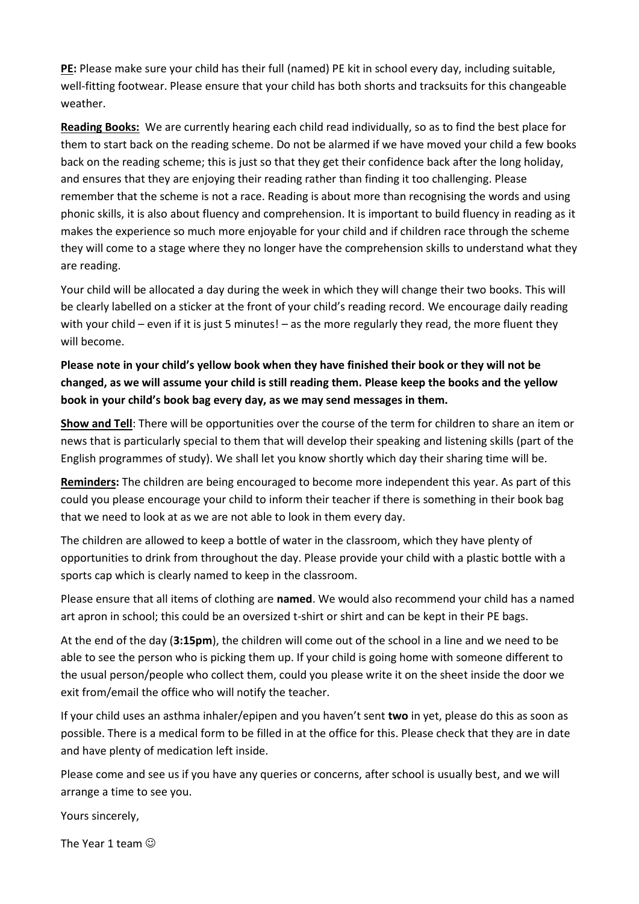**PE:** Please make sure your child has their full (named) PE kit in school every day, including suitable, well-fitting footwear. Please ensure that your child has both shorts and tracksuits for this changeable weather.

**Reading Books:** We are currently hearing each child read individually, so as to find the best place for them to start back on the reading scheme. Do not be alarmed if we have moved your child a few books back on the reading scheme; this is just so that they get their confidence back after the long holiday, and ensures that they are enjoying their reading rather than finding it too challenging. Please remember that the scheme is not a race. Reading is about more than recognising the words and using phonic skills, it is also about fluency and comprehension. It is important to build fluency in reading as it makes the experience so much more enjoyable for your child and if children race through the scheme they will come to a stage where they no longer have the comprehension skills to understand what they are reading.

Your child will be allocated a day during the week in which they will change their two books. This will be clearly labelled on a sticker at the front of your child's reading record. We encourage daily reading with your child – even if it is just 5 minutes! – as the more regularly they read, the more fluent they will become.

**Please note in your child's yellow book when they have finished their book or they will not be changed, as we will assume your child is still reading them. Please keep the books and the yellow book in your child's book bag every day, as we may send messages in them.**

**Show and Tell**: There will be opportunities over the course of the term for children to share an item or news that is particularly special to them that will develop their speaking and listening skills (part of the English programmes of study). We shall let you know shortly which day their sharing time will be.

**Reminders:** The children are being encouraged to become more independent this year. As part of this could you please encourage your child to inform their teacher if there is something in their book bag that we need to look at as we are not able to look in them every day.

The children are allowed to keep a bottle of water in the classroom, which they have plenty of opportunities to drink from throughout the day. Please provide your child with a plastic bottle with a sports cap which is clearly named to keep in the classroom.

Please ensure that all items of clothing are **named**. We would also recommend your child has a named art apron in school; this could be an oversized t-shirt or shirt and can be kept in their PE bags.

At the end of the day (**3:15pm**), the children will come out of the school in a line and we need to be able to see the person who is picking them up. If your child is going home with someone different to the usual person/people who collect them, could you please write it on the sheet inside the door we exit from/email the office who will notify the teacher.

If your child uses an asthma inhaler/epipen and you haven't sent **two** in yet, please do this as soon as possible. There is a medical form to be filled in at the office for this. Please check that they are in date and have plenty of medication left inside.

Please come and see us if you have any queries or concerns, after school is usually best, and we will arrange a time to see you.

Yours sincerely,

The Year 1 team ☺